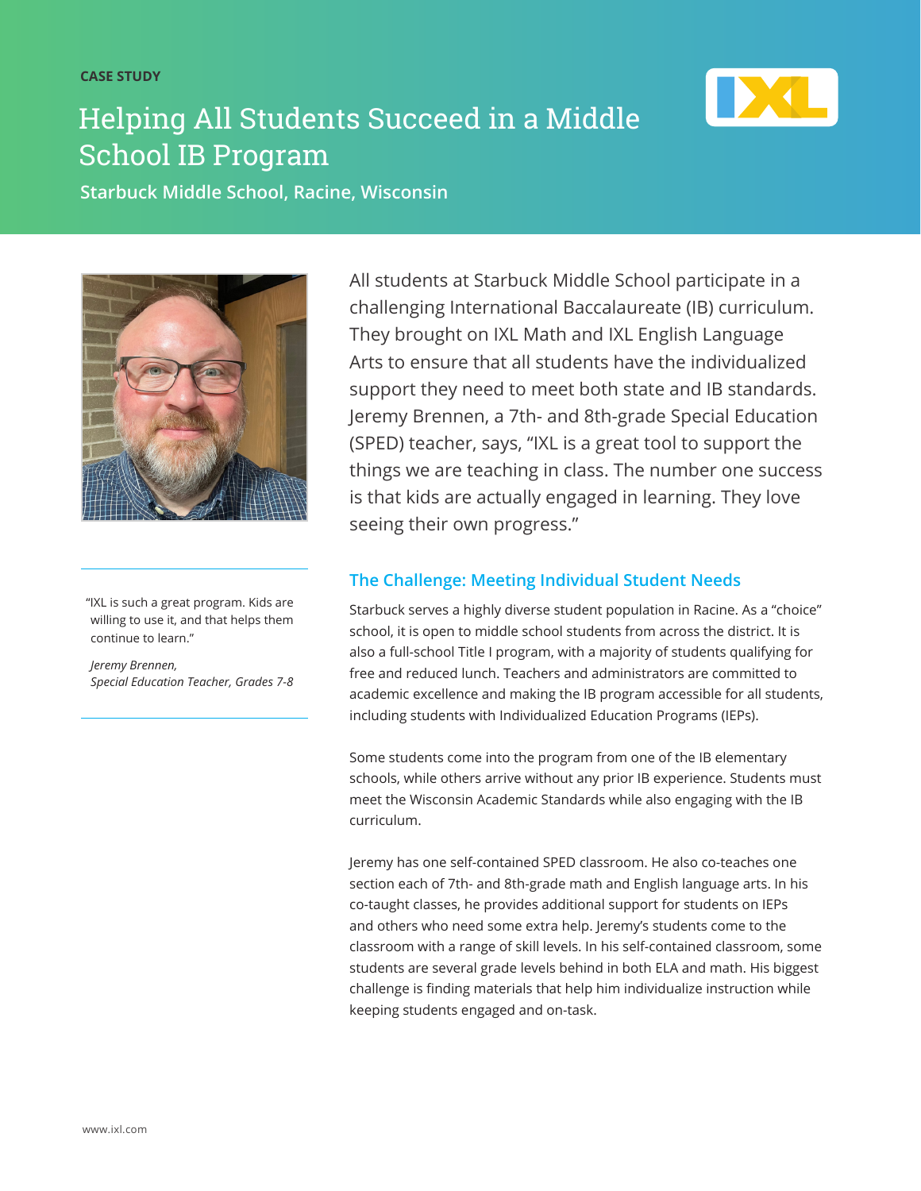CASE STUDY

# Helping All Students Succeed in a Middle School IB Program

**Starbuck Middle School, Racine, Wisconsin**

All students at Starbuck Middle School participate in a challenging International Baccalaureate (IB) curriculum. They brought on IXL Math and IXL English Language Arts to ensure that all students have the individualized support they need to meet both state and IB standards. Jeremy Brennen, a 7th- and 8th-grade Special Education (SPED) teacher, says, "IXL is a great tool to support the things we are teaching in class. The number one success is that kids are actually engaged in learning. They love seeing their own progress."

"IXL is such a great program. Kids are willing to use it, and that helps them continue to learn."

*Jeremy Brennen,*
*Special Education Teacher, Grades 7-8*

## The Challenge: Meeting Individual Student Needs

Starbuck serves a highly diverse student population in Racine. As a "choice" school, it is open to middle school students from across the district. It is also a full-school Title I program, with a majority of students qualifying for free and reduced lunch. Teachers and administrators are committed to academic excellence and making the IB program accessible for all students, including students with Individualized Education Programs (IEPs).

Some students come into the program from one of the IB elementary schools, while others arrive without any prior IB experience. Students must meet the Wisconsin Academic Standards while also engaging with the IB curriculum.

Jeremy has one self-contained SPED classroom. He also co-teaches one section each of 7th- and 8th-grade math and English language arts. In his co-taught classes, he provides additional support for students on IEPs and others who need some extra help. Jeremy's students come to the classroom with a range of skill levels. In his self-contained classroom, some students are several grade levels behind in both ELA and math. His biggest challenge is finding materials that help him individualize instruction while keeping students engaged and on-task.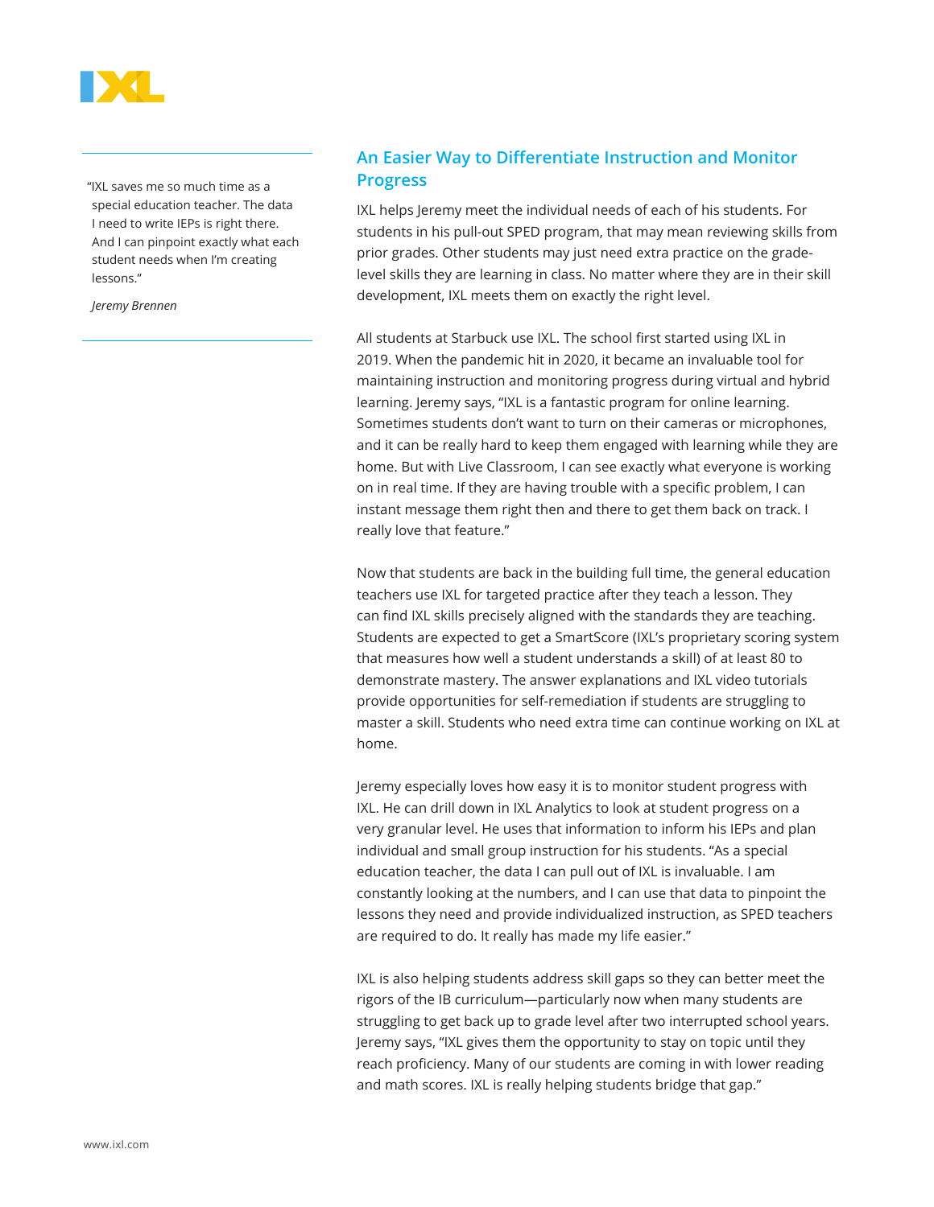> "IXL saves me so much time as a special education teacher. The data I need to write IEPs is right there. And I can pinpoint exactly what each student needs when I'm creating lessons."
>
> *Jeremy Brennen*

## An Easier Way to Differentiate Instruction and Monitor Progress

IXL helps Jeremy meet the individual needs of each of his students. For students in his pull-out SPED program, that may mean reviewing skills from prior grades. Other students may just need extra practice on the grade-level skills they are learning in class. No matter where they are in their skill development, IXL meets them on exactly the right level.

All students at Starbuck use IXL. The school first started using IXL in 2019. When the pandemic hit in 2020, it became an invaluable tool for maintaining instruction and monitoring progress during virtual and hybrid learning. Jeremy says, "IXL is a fantastic program for online learning. Sometimes students don't want to turn on their cameras or microphones, and it can be really hard to keep them engaged with learning while they are home. But with Live Classroom, I can see exactly what everyone is working on in real time. If they are having trouble with a specific problem, I can instant message them right then and there to get them back on track. I really love that feature."

Now that students are back in the building full time, the general education teachers use IXL for targeted practice after they teach a lesson. They can find IXL skills precisely aligned with the standards they are teaching. Students are expected to get a SmartScore (IXL's proprietary scoring system that measures how well a student understands a skill) of at least 80 to demonstrate mastery. The answer explanations and IXL video tutorials provide opportunities for self-remediation if students are struggling to master a skill. Students who need extra time can continue working on IXL at home.

Jeremy especially loves how easy it is to monitor student progress with IXL. He can drill down in IXL Analytics to look at student progress on a very granular level. He uses that information to inform his IEPs and plan individual and small group instruction for his students. "As a special education teacher, the data I can pull out of IXL is invaluable. I am constantly looking at the numbers, and I can use that data to pinpoint the lessons they need and provide individualized instruction, as SPED teachers are required to do. It really has made my life easier."

IXL is also helping students address skill gaps so they can better meet the rigors of the IB curriculum—particularly now when many students are struggling to get back up to grade level after two interrupted school years. Jeremy says, "IXL gives them the opportunity to stay on topic until they reach proficiency. Many of our students are coming in with lower reading and math scores. IXL is really helping students bridge that gap."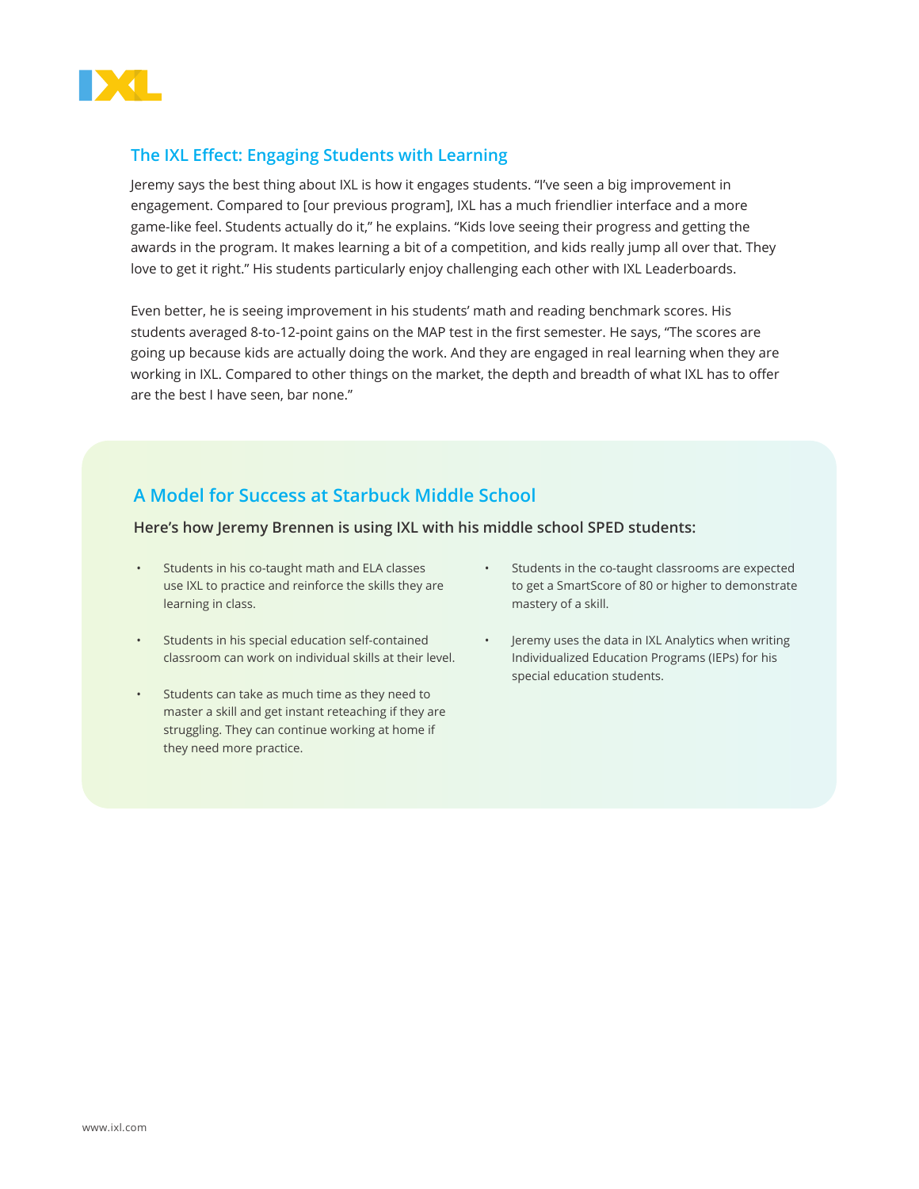## The IXL Effect: Engaging Students with Learning

Jeremy says the best thing about IXL is how it engages students. "I've seen a big improvement in engagement. Compared to [our previous program], IXL has a much friendlier interface and a more game-like feel. Students actually do it," he explains. "Kids love seeing their progress and getting the awards in the program. It makes learning a bit of a competition, and kids really jump all over that. They love to get it right." His students particularly enjoy challenging each other with IXL Leaderboards.

Even better, he is seeing improvement in his students' math and reading benchmark scores. His students averaged 8-to-12-point gains on the MAP test in the first semester. He says, "The scores are going up because kids are actually doing the work. And they are engaged in real learning when they are working in IXL. Compared to other things on the market, the depth and breadth of what IXL has to offer are the best I have seen, bar none."

## A Model for Success at Starbuck Middle School

**Here's how Jeremy Brennen is using IXL with his middle school SPED students:**

- Students in his co-taught math and ELA classes use IXL to practice and reinforce the skills they are learning in class.
- Students in his special education self-contained classroom can work on individual skills at their level.
- Students can take as much time as they need to master a skill and get instant reteaching if they are struggling. They can continue working at home if they need more practice.
- Students in the co-taught classrooms are expected to get a SmartScore of 80 or higher to demonstrate mastery of a skill.
- Jeremy uses the data in IXL Analytics when writing Individualized Education Programs (IEPs) for his special education students.